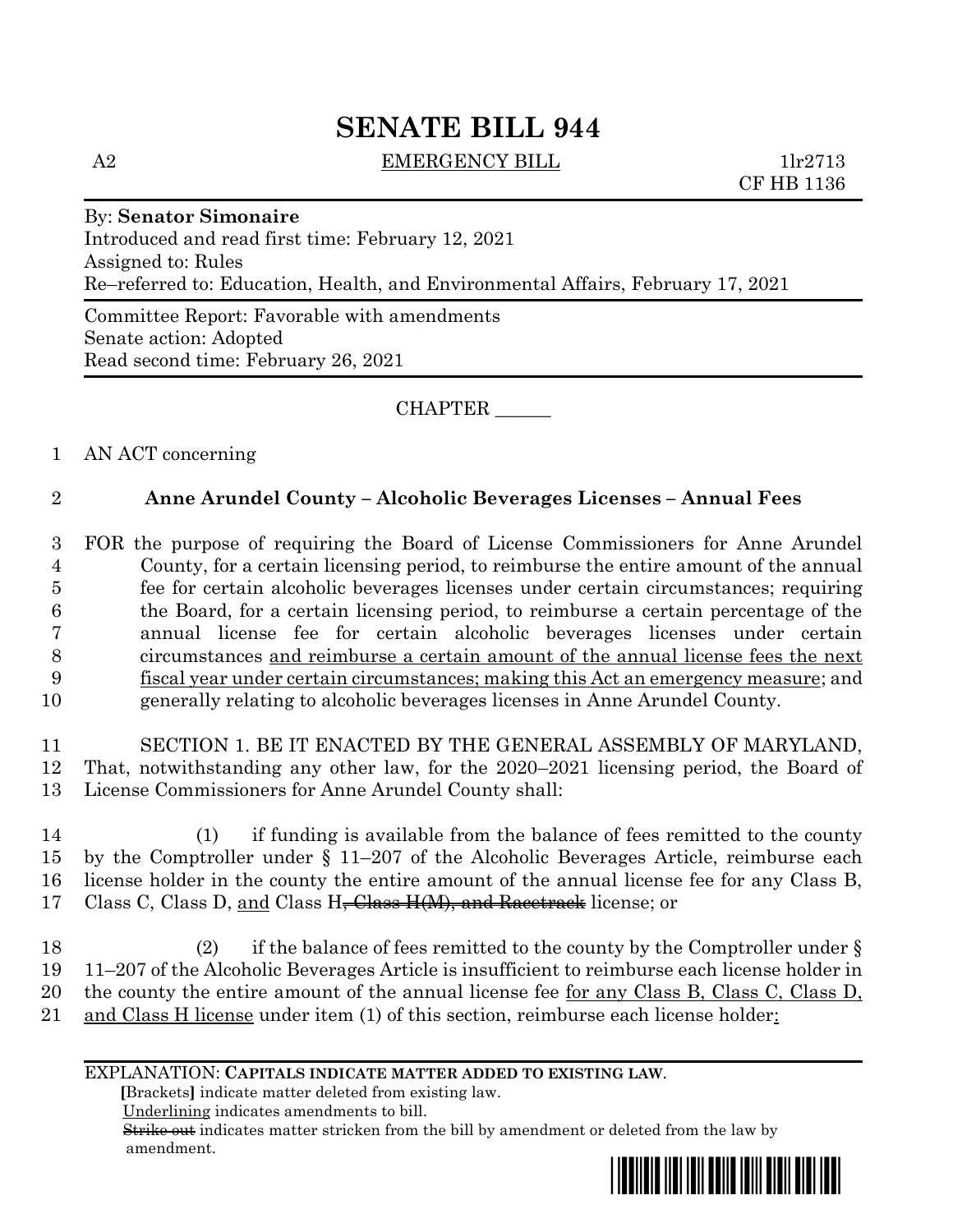# SENATE BILL 944

A2 EMERGENCY BILL 1lr2713
CF HB 1136

By: **Senator Simonaire**
Introduced and read first time: February 12, 2021
Assigned to: Rules
Re–referred to: Education, Health, and Environmental Affairs, February 17, 2021

Committee Report: Favorable with amendments
Senate action: Adopted
Read second time: February 26, 2021

CHAPTER ______

1 AN ACT concerning

2 **Anne Arundel County – Alcoholic Beverages Licenses – Annual Fees**

3 FOR the purpose of requiring the Board of License Commissioners for Anne Arundel
4 County, for a certain licensing period, to reimburse the entire amount of the annual
5 fee for certain alcoholic beverages licenses under certain circumstances; requiring
6 the Board, for a certain licensing period, to reimburse a certain percentage of the
7 annual license fee for certain alcoholic beverages licenses under certain
8 circumstances and reimburse a certain amount of the annual license fees the next
9 fiscal year under certain circumstances; making this Act an emergency measure; and
10 generally relating to alcoholic beverages licenses in Anne Arundel County.

11 SECTION 1. BE IT ENACTED BY THE GENERAL ASSEMBLY OF MARYLAND,
12 That, notwithstanding any other law, for the 2020–2021 licensing period, the Board of
13 License Commissioners for Anne Arundel County shall:

14 (1) if funding is available from the balance of fees remitted to the county
15 by the Comptroller under § 11–207 of the Alcoholic Beverages Article, reimburse each
16 license holder in the county the entire amount of the annual license fee for any Class B,
17 Class C, Class D, and Class H~~, Class H(M), and Racetrack~~ license; or

18 (2) if the balance of fees remitted to the county by the Comptroller under §
19 11–207 of the Alcoholic Beverages Article is insufficient to reimburse each license holder in
20 the county the entire amount of the annual license fee for any Class B, Class C, Class D,
21 and Class H license under item (1) of this section, reimburse each license holder:

EXPLANATION: **CAPITALS INDICATE MATTER ADDED TO EXISTING LAW.**
**[**Brackets**]** indicate matter deleted from existing law.
Underlining indicates amendments to bill.
~~Strike out~~ indicates matter stricken from the bill by amendment or deleted from the law by amendment.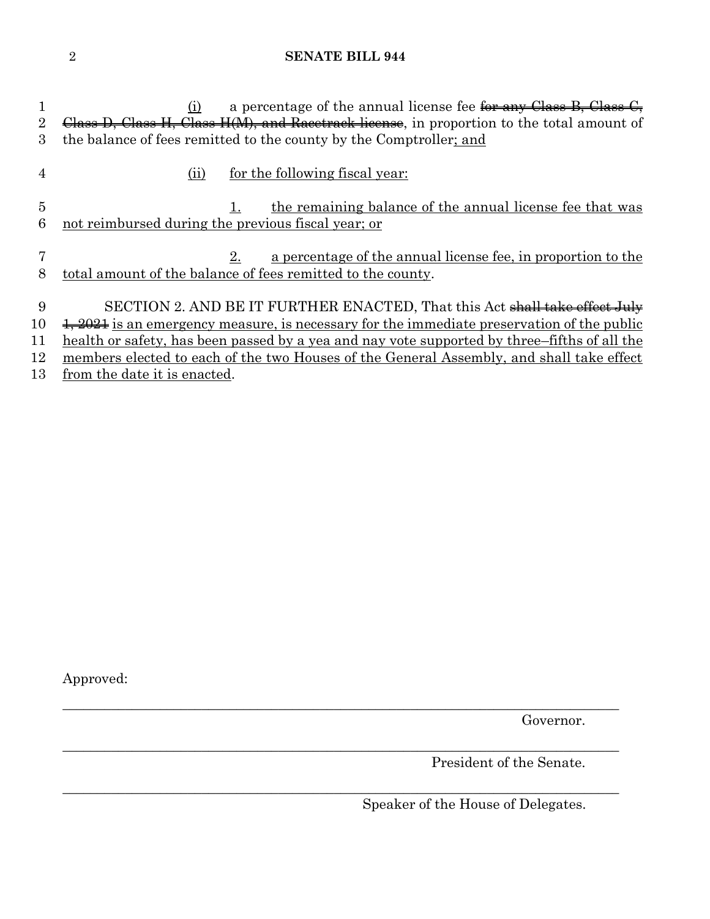(i) a percentage of the annual license fee ~~for any Class B, Class C, Class D, Class H, Class H(M), and Racetrack license~~, in proportion to the total amount of the balance of fees remitted to the county by the Comptroller; and

(ii) for the following fiscal year:

1. the remaining balance of the annual license fee that was not reimbursed during the previous fiscal year; or

2. a percentage of the annual license fee, in proportion to the total amount of the balance of fees remitted to the county.

SECTION 2. AND BE IT FURTHER ENACTED, That this Act ~~shall take effect July 1, 2021~~ is an emergency measure, is necessary for the immediate preservation of the public health or safety, has been passed by a yea and nay vote supported by three–fifths of all the members elected to each of the two Houses of the General Assembly, and shall take effect from the date it is enacted.

Approved:

________________________________________
Governor.

________________________________________
President of the Senate.

________________________________________
Speaker of the House of Delegates.